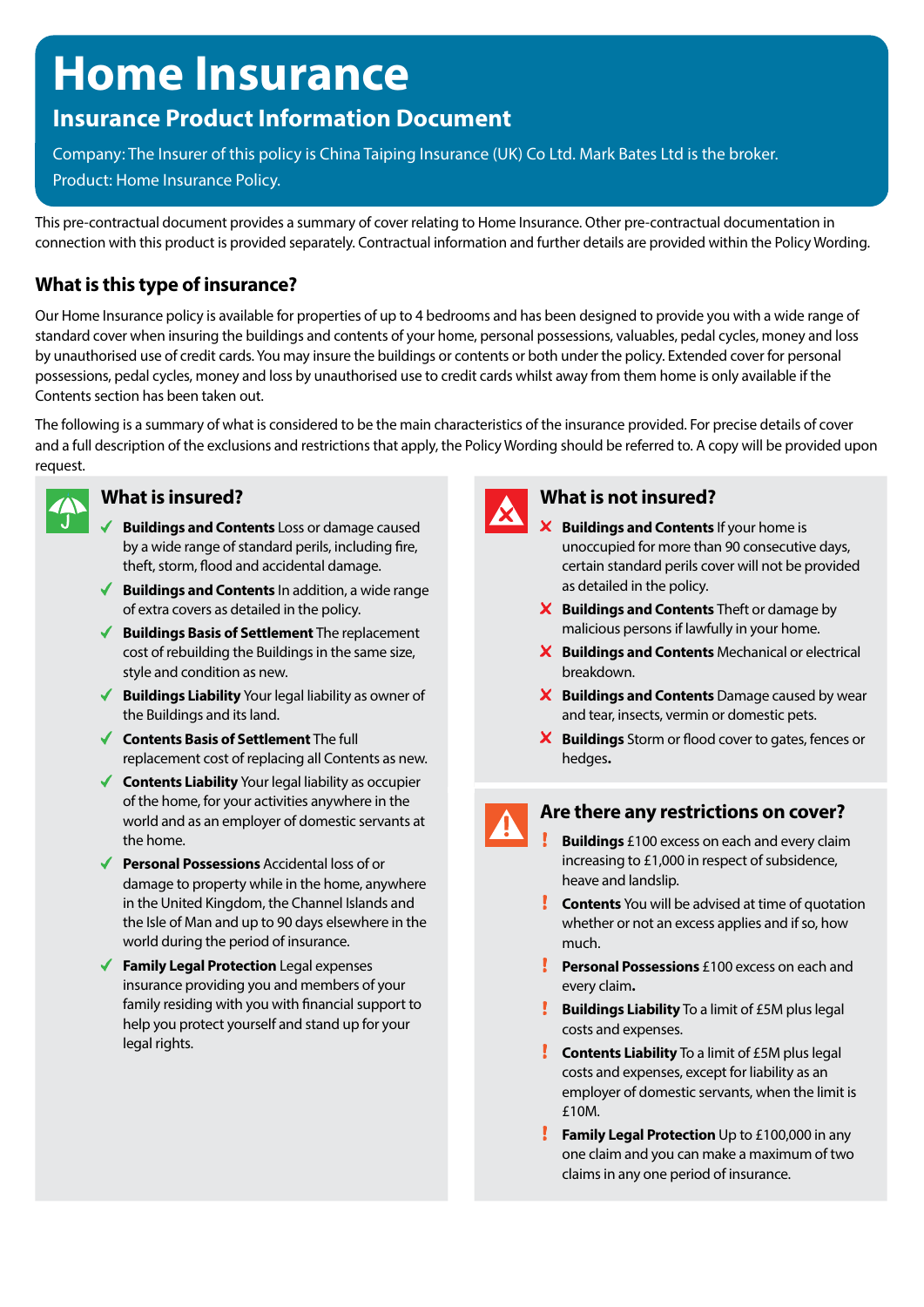# Home Insurance

## Insurance Product Information Document

Company: The Insurer of this policy is China Taiping Insurance (UK) Co Ltd. Mark Bates Ltd is the broker.

Product: Home Insurance Policy.

This pre-contractual document provides a summary of cover relating to Home Insurance. Other pre-contractual documentation in connection with this product is provided separately. Contractual information and further details are provided within the Policy Wording.

### What is this type of insurance?

Our Home Insurance policy is available for properties of up to 4 bedrooms and has been designed to provide you with a wide range of standard cover when insuring the buildings and contents of your home, personal possessions, valuables, pedal cycles, money and loss by unauthorised use of credit cards. You may insure the buildings or contents or both under the policy. Extended cover for personal possessions, pedal cycles, money and loss by unauthorised use to credit cards whilst away from them home is only available if the Contents section has been taken out.

The following is a summary of what is considered to be the main characteristics of the insurance provided. For precise details of cover and a full description of the exclusions and restrictions that apply, the Policy Wording should be referred to. A copy will be provided upon request.

### What is insured?

- ✔ **Buildings and Contents** Loss or damage caused by a wide range of standard perils, including fire, theft, storm, flood and accidental damage.
- ✔ **Buildings and Contents** In addition, a wide range of extra covers as detailed in the policy.
- ✔ **Buildings Basis of Settlement** The replacement cost of rebuilding the Buildings in the same size, style and condition as new.
- ✔ **Buildings Liability** Your legal liability as owner of the Buildings and its land.
- ✔ **Contents Basis of Settlement** The full replacement cost of replacing all Contents as new.
- ✔ **Contents Liability** Your legal liability as occupier of the home, for your activities anywhere in the world and as an employer of domestic servants at the home.
- ✔ **Personal Possessions** Accidental loss of or damage to property while in the home, anywhere in the United Kingdom, the Channel Islands and the Isle of Man and up to 90 days elsewhere in the world during the period of insurance.
- ✔ **Family Legal Protection** Legal expenses insurance providing you and members of your family residing with you with financial support to help you protect yourself and stand up for your legal rights.

### What is not insured?

- ✘ **Buildings and Contents** If your home is unoccupied for more than 90 consecutive days, certain standard perils cover will not be provided as detailed in the policy.
- ✘ **Buildings and Contents** Theft or damage by malicious persons if lawfully in your home.
- ✘ **Buildings and Contents** Mechanical or electrical breakdown.
- ✘ **Buildings and Contents** Damage caused by wear and tear, insects, vermin or domestic pets.
- ✘ **Buildings** Storm or flood cover to gates, fences or hedges.

### Are there any restrictions on cover?

- ! **Buildings** £100 excess on each and every claim increasing to £1,000 in respect of subsidence, heave and landslip.
- ! **Contents** You will be advised at time of quotation whether or not an excess applies and if so, how much.
- ! **Personal Possessions** £100 excess on each and every claim.
- ! **Buildings Liability** To a limit of £5M plus legal costs and expenses.
- ! **Contents Liability** To a limit of £5M plus legal costs and expenses, except for liability as an employer of domestic servants, when the limit is £10M.
- ! **Family Legal Protection** Up to £100,000 in any one claim and you can make a maximum of two claims in any one period of insurance.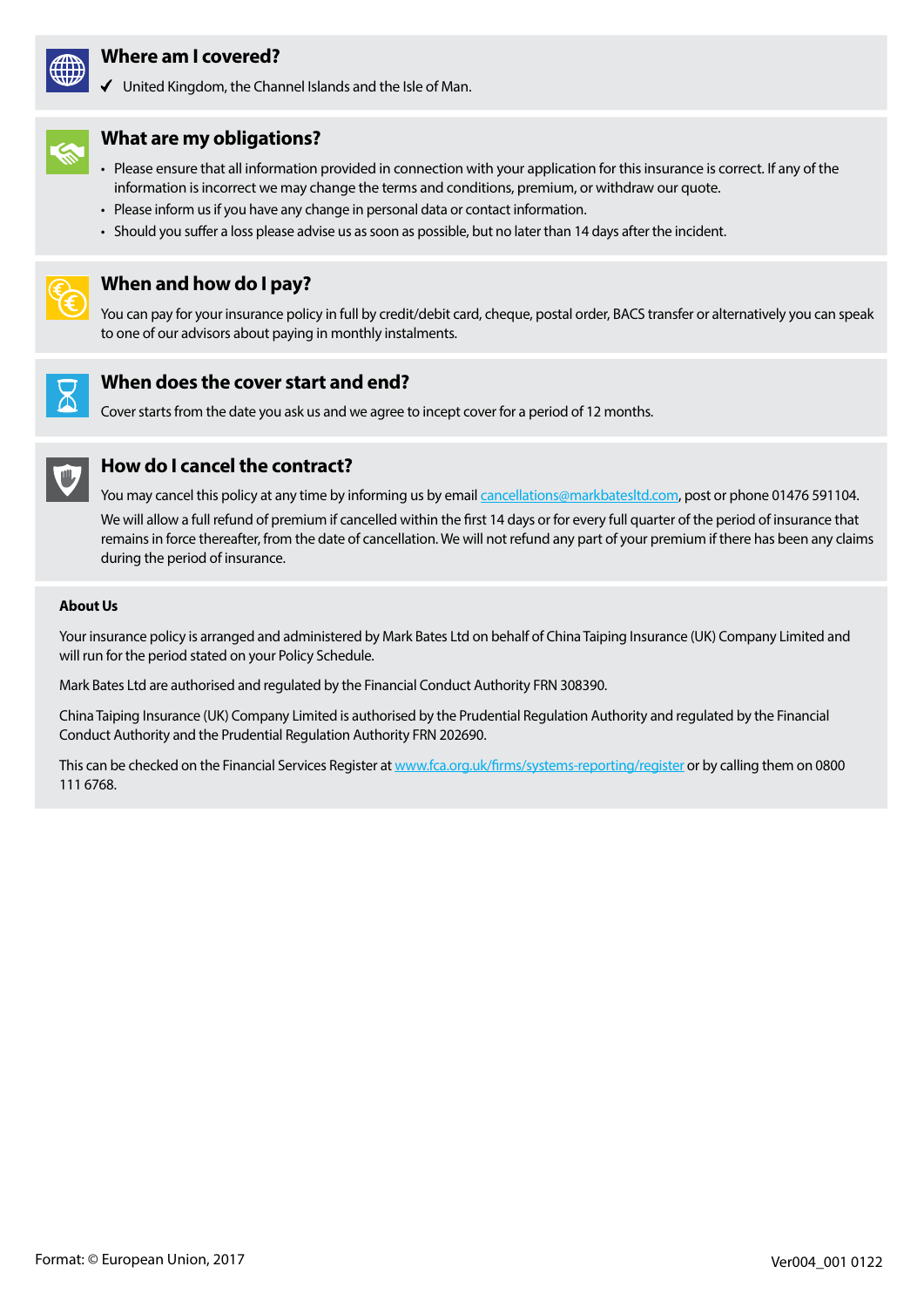## Where am I covered?

✓ United Kingdom, the Channel Islands and the Isle of Man.

## What are my obligations?

- Please ensure that all information provided in connection with your application for this insurance is correct. If any of the information is incorrect we may change the terms and conditions, premium, or withdraw our quote.
- Please inform us if you have any change in personal data or contact information.
- Should you suffer a loss please advise us as soon as possible, but no later than 14 days after the incident.

## When and how do I pay?

You can pay for your insurance policy in full by credit/debit card, cheque, postal order, BACS transfer or alternatively you can speak to one of our advisors about paying in monthly instalments.

## When does the cover start and end?

Cover starts from the date you ask us and we agree to incept cover for a period of 12 months.

## How do I cancel the contract?

You may cancel this policy at any time by informing us by email cancellations@markbatesltd.com, post or phone 01476 591104.

We will allow a full refund of premium if cancelled within the first 14 days or for every full quarter of the period of insurance that remains in force thereafter, from the date of cancellation. We will not refund any part of your premium if there has been any claims during the period of insurance.

**About Us**

Your insurance policy is arranged and administered by Mark Bates Ltd on behalf of China Taiping Insurance (UK) Company Limited and will run for the period stated on your Policy Schedule.

Mark Bates Ltd are authorised and regulated by the Financial Conduct Authority FRN 308390.

China Taiping Insurance (UK) Company Limited is authorised by the Prudential Regulation Authority and regulated by the Financial Conduct Authority and the Prudential Regulation Authority FRN 202690.

This can be checked on the Financial Services Register at www.fca.org.uk/firms/systems-reporting/register or by calling them on 0800 111 6768.

Format: © European Union, 2017

Ver004_001 0122